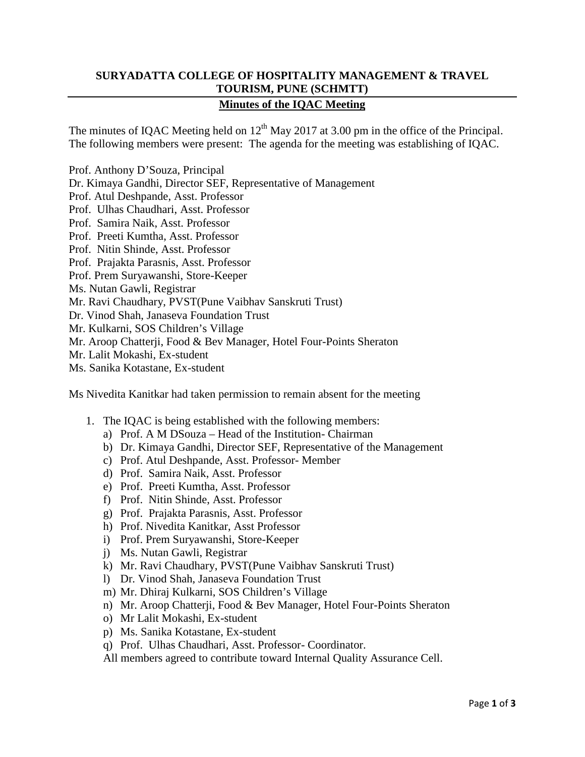## SURYADATTA COLLEGE OF HOSPITALITY MANAGEMENT & TRAVEL TOURISM, PUNE (SCHMTT)

### Minutes of the IQAC Meeting

The minutes of IQAC Meeting held on 12th May 2017 at 3.00 pm in the office of the Principal. The following members were present: The agenda for the meeting was establishing of IQAC.

Prof. Anthony D'Souza, Principal
Dr. Kimaya Gandhi, Director SEF, Representative of Management
Prof. Atul Deshpande, Asst. Professor
Prof. Ulhas Chaudhari, Asst. Professor
Prof. Samira Naik, Asst. Professor
Prof. Preeti Kumtha, Asst. Professor
Prof. Nitin Shinde, Asst. Professor
Prof. Prajakta Parasnis, Asst. Professor
Prof. Prem Suryawanshi, Store-Keeper
Ms. Nutan Gawli, Registrar
Mr. Ravi Chaudhary, PVST(Pune Vaibhav Sanskruti Trust)
Dr. Vinod Shah, Janaseva Foundation Trust
Mr. Kulkarni, SOS Children's Village
Mr. Aroop Chatterji, Food & Bev Manager, Hotel Four-Points Sheraton
Mr. Lalit Mokashi, Ex-student
Ms. Sanika Kotastane, Ex-student

Ms Nivedita Kanitkar had taken permission to remain absent for the meeting

1. The IQAC is being established with the following members:
   a) Prof. A M DSouza – Head of the Institution- Chairman
   b) Dr. Kimaya Gandhi, Director SEF, Representative of the Management
   c) Prof. Atul Deshpande, Asst. Professor- Member
   d) Prof. Samira Naik, Asst. Professor
   e) Prof. Preeti Kumtha, Asst. Professor
   f) Prof. Nitin Shinde, Asst. Professor
   g) Prof. Prajakta Parasnis, Asst. Professor
   h) Prof. Nivedita Kanitkar, Asst Professor
   i) Prof. Prem Suryawanshi, Store-Keeper
   j) Ms. Nutan Gawli, Registrar
   k) Mr. Ravi Chaudhary, PVST(Pune Vaibhav Sanskruti Trust)
   l) Dr. Vinod Shah, Janaseva Foundation Trust
   m) Mr. Dhiraj Kulkarni, SOS Children's Village
   n) Mr. Aroop Chatterji, Food & Bev Manager, Hotel Four-Points Sheraton
   o) Mr Lalit Mokashi, Ex-student
   p) Ms. Sanika Kotastane, Ex-student
   q) Prof. Ulhas Chaudhari, Asst. Professor- Coordinator.

   All members agreed to contribute toward Internal Quality Assurance Cell.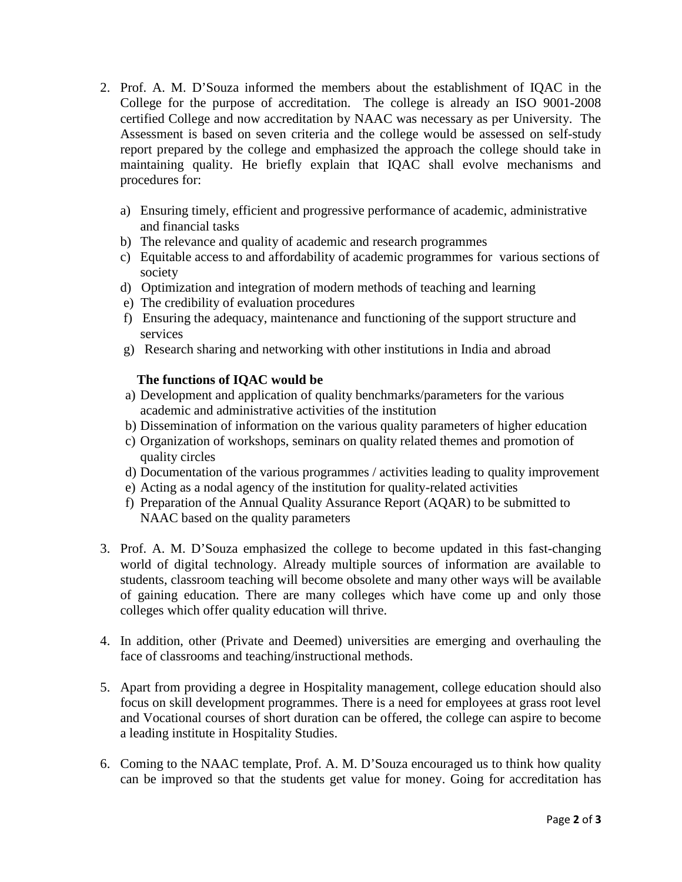2. Prof. A. M. D'Souza informed the members about the establishment of IQAC in the College for the purpose of accreditation. The college is already an ISO 9001-2008 certified College and now accreditation by NAAC was necessary as per University. The Assessment is based on seven criteria and the college would be assessed on self-study report prepared by the college and emphasized the approach the college should take in maintaining quality. He briefly explain that IQAC shall evolve mechanisms and procedures for:

    a) Ensuring timely, efficient and progressive performance of academic, administrative and financial tasks
    b) The relevance and quality of academic and research programmes
    c) Equitable access to and affordability of academic programmes for various sections of society
    d) Optimization and integration of modern methods of teaching and learning
    e) The credibility of evaluation procedures
    f) Ensuring the adequacy, maintenance and functioning of the support structure and services
    g) Research sharing and networking with other institutions in India and abroad

    **The functions of IQAC would be**

    a) Development and application of quality benchmarks/parameters for the various academic and administrative activities of the institution
    b) Dissemination of information on the various quality parameters of higher education
    c) Organization of workshops, seminars on quality related themes and promotion of quality circles
    d) Documentation of the various programmes / activities leading to quality improvement
    e) Acting as a nodal agency of the institution for quality-related activities
    f) Preparation of the Annual Quality Assurance Report (AQAR) to be submitted to NAAC based on the quality parameters

3. Prof. A. M. D'Souza emphasized the college to become updated in this fast-changing world of digital technology. Already multiple sources of information are available to students, classroom teaching will become obsolete and many other ways will be available of gaining education. There are many colleges which have come up and only those colleges which offer quality education will thrive.

4. In addition, other (Private and Deemed) universities are emerging and overhauling the face of classrooms and teaching/instructional methods.

5. Apart from providing a degree in Hospitality management, college education should also focus on skill development programmes. There is a need for employees at grass root level and Vocational courses of short duration can be offered, the college can aspire to become a leading institute in Hospitality Studies.

6. Coming to the NAAC template, Prof. A. M. D'Souza encouraged us to think how quality can be improved so that the students get value for money. Going for accreditation has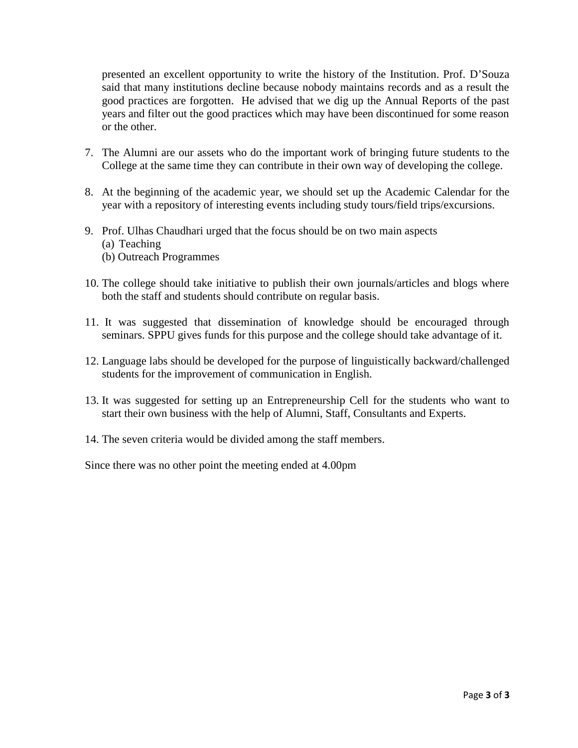presented an excellent opportunity to write the history of the Institution. Prof. D'Souza said that many institutions decline because nobody maintains records and as a result the good practices are forgotten. He advised that we dig up the Annual Reports of the past years and filter out the good practices which may have been discontinued for some reason or the other.

7. The Alumni are our assets who do the important work of bringing future students to the College at the same time they can contribute in their own way of developing the college.

8. At the beginning of the academic year, we should set up the Academic Calendar for the year with a repository of interesting events including study tours/field trips/excursions.

9. Prof. Ulhas Chaudhari urged that the focus should be on two main aspects
   (a) Teaching
   (b) Outreach Programmes

10. The college should take initiative to publish their own journals/articles and blogs where both the staff and students should contribute on regular basis.

11. It was suggested that dissemination of knowledge should be encouraged through seminars. SPPU gives funds for this purpose and the college should take advantage of it.

12. Language labs should be developed for the purpose of linguistically backward/challenged students for the improvement of communication in English.

13. It was suggested for setting up an Entrepreneurship Cell for the students who want to start their own business with the help of Alumni, Staff, Consultants and Experts.

14. The seven criteria would be divided among the staff members.

Since there was no other point the meeting ended at 4.00pm